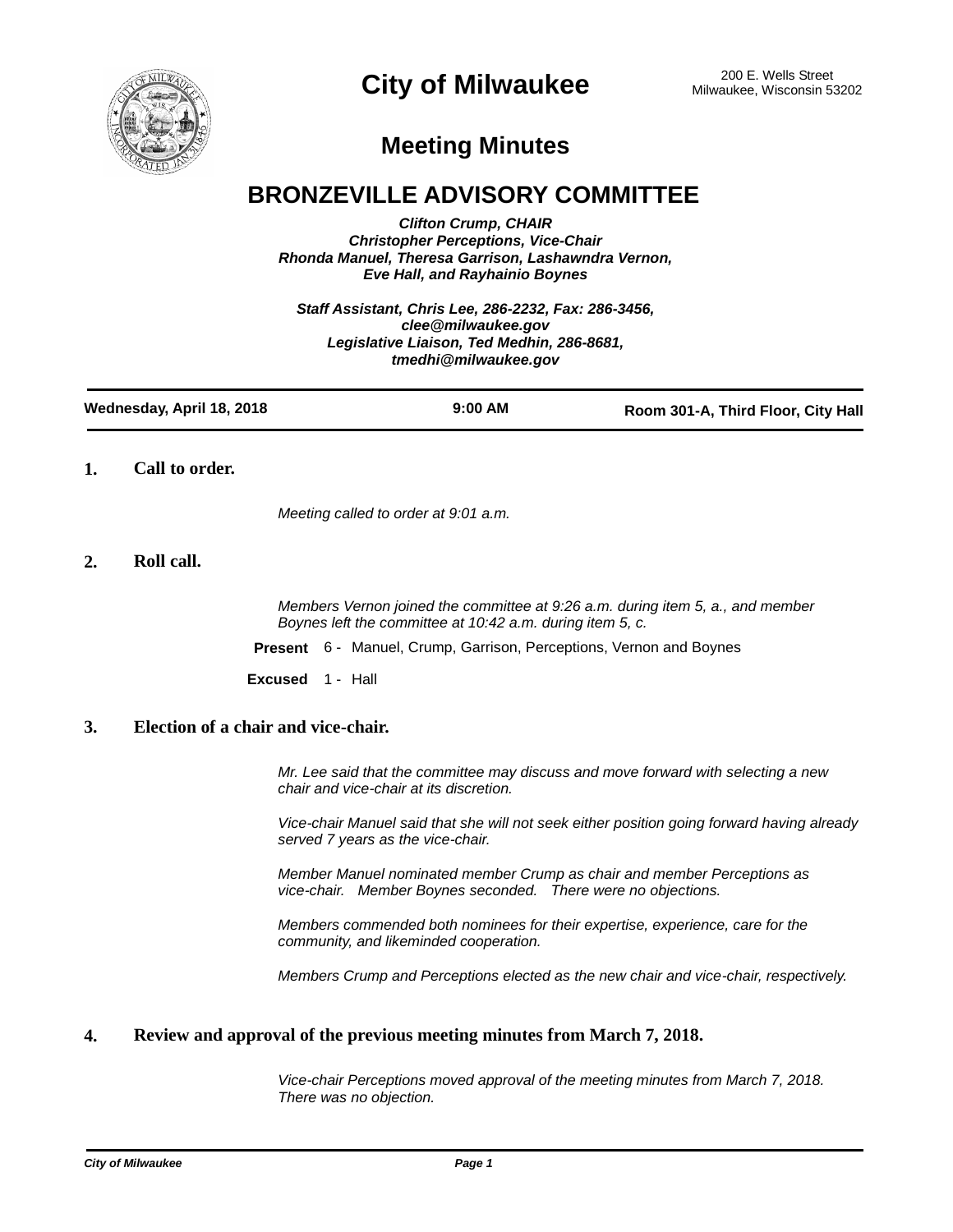# City of Milwaukee

200 E. Wells Street
Milwaukee, Wisconsin 53202

## Meeting Minutes

## BRONZEVILLE ADVISORY COMMITTEE

*Clifton Crump, CHAIR*
*Christopher Perceptions, Vice-Chair*
*Rhonda Manuel, Theresa Garrison, Lashawndra Vernon, Eve Hall, and Rayhainio Boynes*

*Staff Assistant, Chris Lee, 286-2232, Fax: 286-3456, clee@milwaukee.gov*
*Legislative Liaison, Ted Medhin, 286-8681, tmedhi@milwaukee.gov*

**Wednesday, April 18, 2018** | **9:00 AM** | **Room 301-A, Third Floor, City Hall**

### 1. Call to order.

*Meeting called to order at 9:01 a.m.*

### 2. Roll call.

*Members Vernon joined the committee at 9:26 a.m. during item 5, a., and member Boynes left the committee at 10:42 a.m. during item 5, c.*

**Present** 6 - Manuel, Crump, Garrison, Perceptions, Vernon and Boynes

**Excused** 1 - Hall

### 3. Election of a chair and vice-chair.

*Mr. Lee said that the committee may discuss and move forward with selecting a new chair and vice-chair at its discretion.*

*Vice-chair Manuel said that she will not seek either position going forward having already served 7 years as the vice-chair.*

*Member Manuel nominated member Crump as chair and member Perceptions as vice-chair. Member Boynes seconded. There were no objections.*

*Members commended both nominees for their expertise, experience, care for the community, and likeminded cooperation.*

*Members Crump and Perceptions elected as the new chair and vice-chair, respectively.*

### 4. Review and approval of the previous meeting minutes from March 7, 2018.

*Vice-chair Perceptions moved approval of the meeting minutes from March 7, 2018. There was no objection.*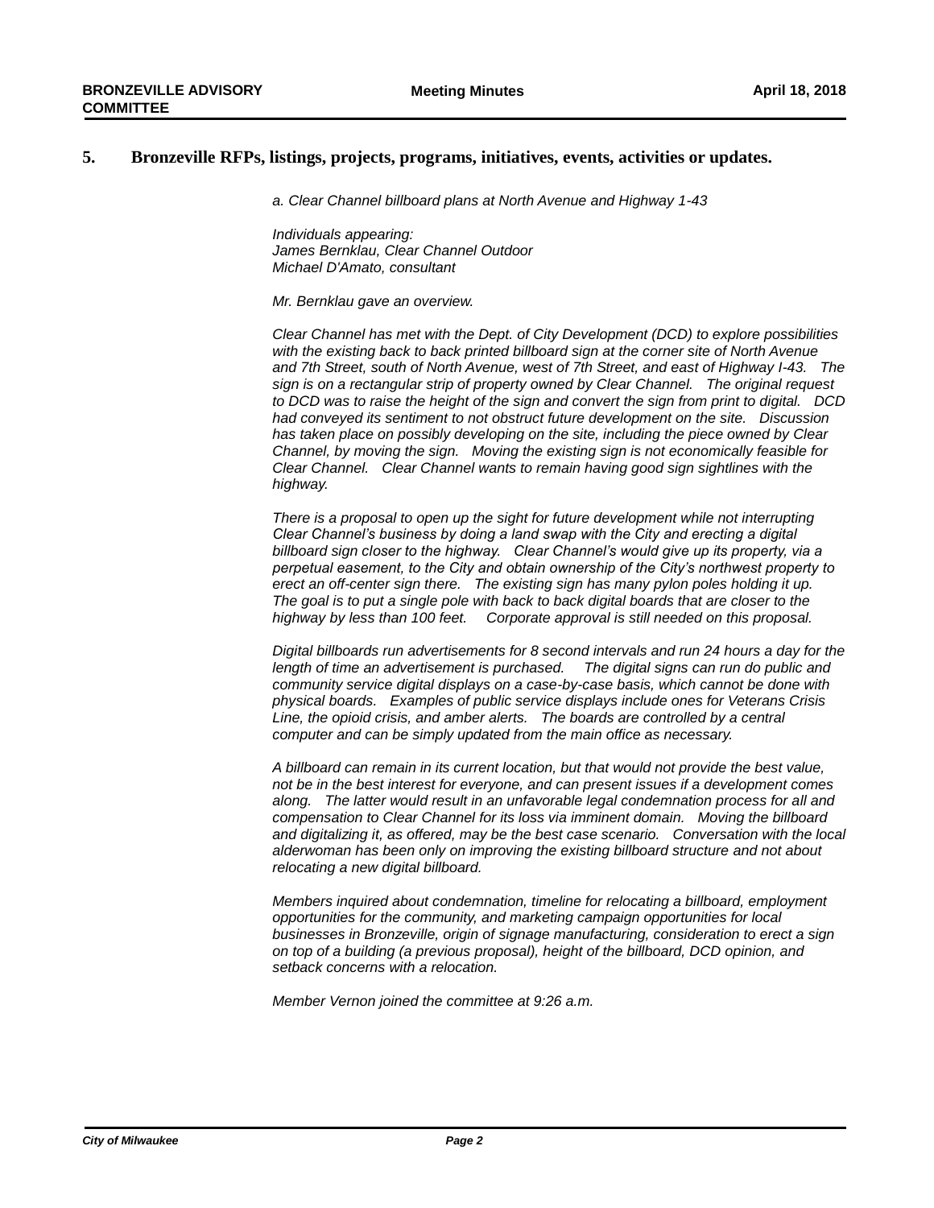## 5. Bronzeville RFPs, listings, projects, programs, initiatives, events, activities or updates.

*a. Clear Channel billboard plans at North Avenue and Highway 1-43*

*Individuals appearing:*
*James Bernklau, Clear Channel Outdoor*
*Michael D'Amato, consultant*

*Mr. Bernklau gave an overview.*

*Clear Channel has met with the Dept. of City Development (DCD) to explore possibilities with the existing back to back printed billboard sign at the corner site of North Avenue and 7th Street, south of North Avenue, west of 7th Street, and east of Highway I-43. The sign is on a rectangular strip of property owned by Clear Channel. The original request to DCD was to raise the height of the sign and convert the sign from print to digital. DCD had conveyed its sentiment to not obstruct future development on the site. Discussion has taken place on possibly developing on the site, including the piece owned by Clear Channel, by moving the sign. Moving the existing sign is not economically feasible for Clear Channel. Clear Channel wants to remain having good sign sightlines with the highway.*

*There is a proposal to open up the sight for future development while not interrupting Clear Channel's business by doing a land swap with the City and erecting a digital billboard sign closer to the highway. Clear Channel's would give up its property, via a perpetual easement, to the City and obtain ownership of the City's northwest property to erect an off-center sign there. The existing sign has many pylon poles holding it up. The goal is to put a single pole with back to back digital boards that are closer to the highway by less than 100 feet. Corporate approval is still needed on this proposal.*

*Digital billboards run advertisements for 8 second intervals and run 24 hours a day for the length of time an advertisement is purchased. The digital signs can run do public and community service digital displays on a case-by-case basis, which cannot be done with physical boards. Examples of public service displays include ones for Veterans Crisis Line, the opioid crisis, and amber alerts. The boards are controlled by a central computer and can be simply updated from the main office as necessary.*

*A billboard can remain in its current location, but that would not provide the best value, not be in the best interest for everyone, and can present issues if a development comes along. The latter would result in an unfavorable legal condemnation process for all and compensation to Clear Channel for its loss via imminent domain. Moving the billboard and digitalizing it, as offered, may be the best case scenario. Conversation with the local alderwoman has been only on improving the existing billboard structure and not about relocating a new digital billboard.*

*Members inquired about condemnation, timeline for relocating a billboard, employment opportunities for the community, and marketing campaign opportunities for local businesses in Bronzeville, origin of signage manufacturing, consideration to erect a sign on top of a building (a previous proposal), height of the billboard, DCD opinion, and setback concerns with a relocation.*

*Member Vernon joined the committee at 9:26 a.m.*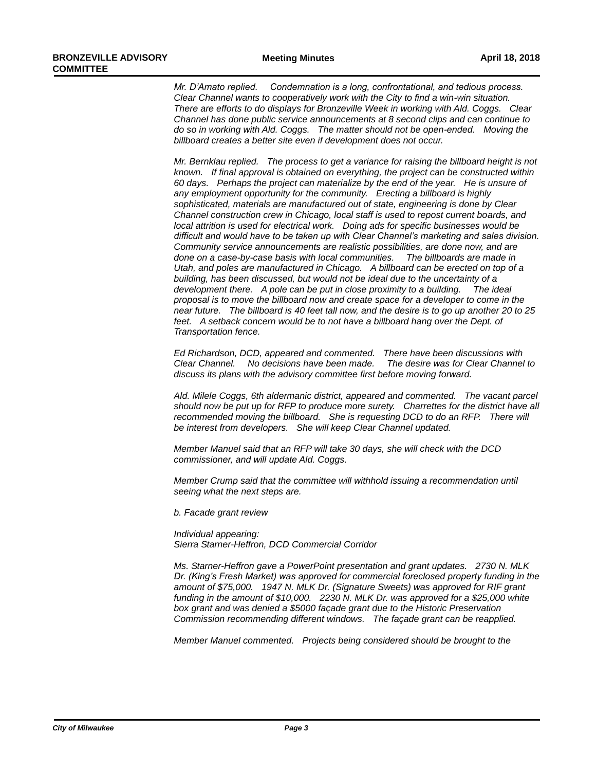*Mr. D'Amato replied. Condemnation is a long, confrontational, and tedious process. Clear Channel wants to cooperatively work with the City to find a win-win situation. There are efforts to do displays for Bronzeville Week in working with Ald. Coggs. Clear Channel has done public service announcements at 8 second clips and can continue to do so in working with Ald. Coggs. The matter should not be open-ended. Moving the billboard creates a better site even if development does not occur.*

*Mr. Bernklau replied. The process to get a variance for raising the billboard height is not known. If final approval is obtained on everything, the project can be constructed within 60 days. Perhaps the project can materialize by the end of the year. He is unsure of any employment opportunity for the community. Erecting a billboard is highly sophisticated, materials are manufactured out of state, engineering is done by Clear Channel construction crew in Chicago, local staff is used to repost current boards, and local attrition is used for electrical work. Doing ads for specific businesses would be difficult and would have to be taken up with Clear Channel's marketing and sales division. Community service announcements are realistic possibilities, are done now, and are done on a case-by-case basis with local communities. The billboards are made in Utah, and poles are manufactured in Chicago. A billboard can be erected on top of a building, has been discussed, but would not be ideal due to the uncertainty of a development there. A pole can be put in close proximity to a building. The ideal proposal is to move the billboard now and create space for a developer to come in the near future. The billboard is 40 feet tall now, and the desire is to go up another 20 to 25 feet. A setback concern would be to not have a billboard hang over the Dept. of Transportation fence.*

*Ed Richardson, DCD, appeared and commented. There have been discussions with Clear Channel. No decisions have been made. The desire was for Clear Channel to discuss its plans with the advisory committee first before moving forward.*

*Ald. Milele Coggs, 6th aldermanic district, appeared and commented. The vacant parcel should now be put up for RFP to produce more surety. Charrettes for the district have all recommended moving the billboard. She is requesting DCD to do an RFP. There will be interest from developers. She will keep Clear Channel updated.*

*Member Manuel said that an RFP will take 30 days, she will check with the DCD commissioner, and will update Ald. Coggs.*

*Member Crump said that the committee will withhold issuing a recommendation until seeing what the next steps are.*

*b. Facade grant review*

*Individual appearing:*
*Sierra Starner-Heffron, DCD Commercial Corridor*

*Ms. Starner-Heffron gave a PowerPoint presentation and grant updates. 2730 N. MLK Dr. (King's Fresh Market) was approved for commercial foreclosed property funding in the amount of $75,000. 1947 N. MLK Dr. (Signature Sweets) was approved for RIF grant funding in the amount of $10,000. 2230 N. MLK Dr. was approved for a $25,000 white box grant and was denied a $5000 façade grant due to the Historic Preservation Commission recommending different windows. The façade grant can be reapplied.*

*Member Manuel commented. Projects being considered should be brought to the*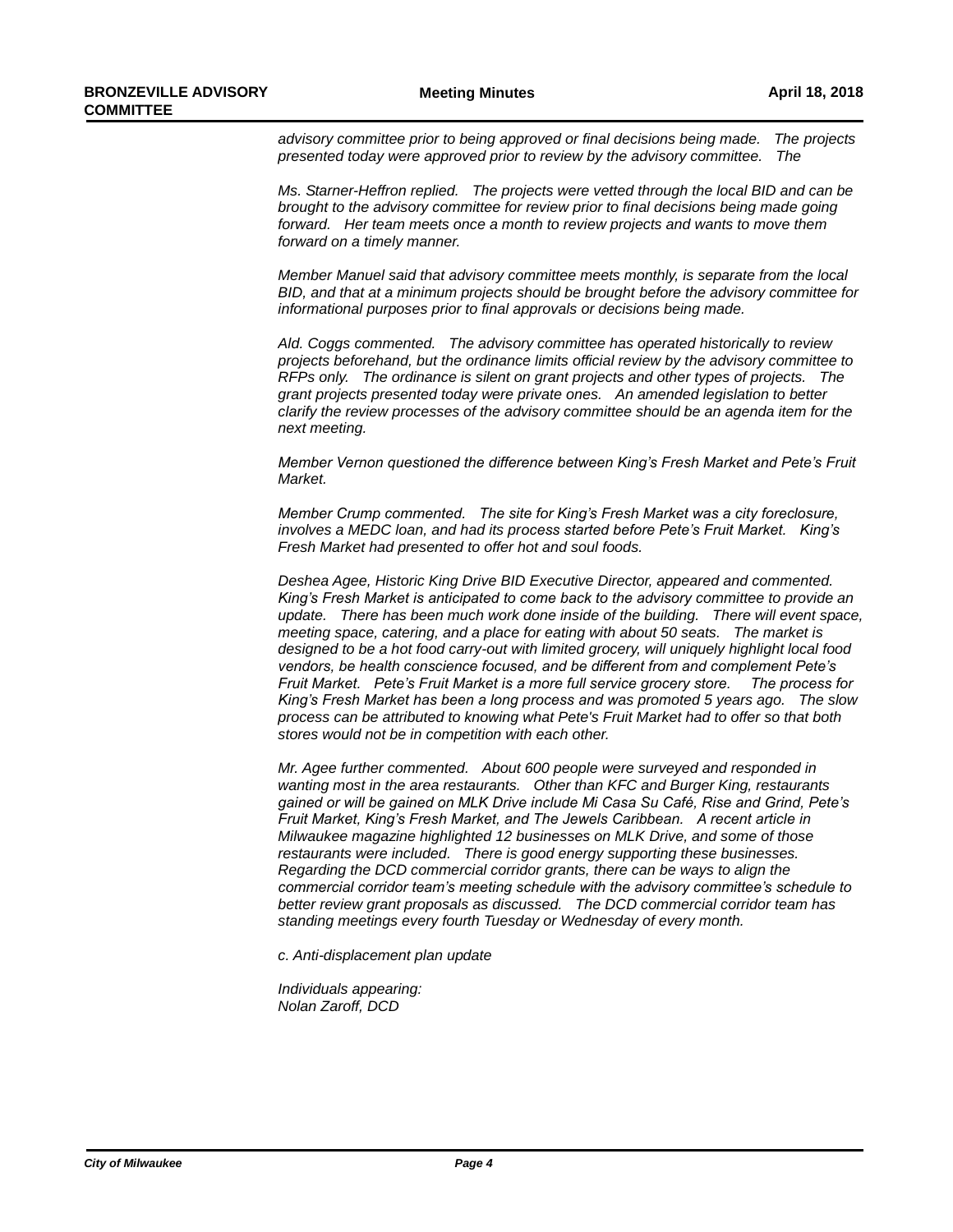*advisory committee prior to being approved or final decisions being made. The projects presented today were approved prior to review by the advisory committee. The*

*Ms. Starner-Heffron replied. The projects were vetted through the local BID and can be brought to the advisory committee for review prior to final decisions being made going forward. Her team meets once a month to review projects and wants to move them forward on a timely manner.*

*Member Manuel said that advisory committee meets monthly, is separate from the local BID, and that at a minimum projects should be brought before the advisory committee for informational purposes prior to final approvals or decisions being made.*

*Ald. Coggs commented. The advisory committee has operated historically to review projects beforehand, but the ordinance limits official review by the advisory committee to RFPs only. The ordinance is silent on grant projects and other types of projects. The grant projects presented today were private ones. An amended legislation to better clarify the review processes of the advisory committee should be an agenda item for the next meeting.*

*Member Vernon questioned the difference between King's Fresh Market and Pete's Fruit Market.*

*Member Crump commented. The site for King's Fresh Market was a city foreclosure, involves a MEDC loan, and had its process started before Pete's Fruit Market. King's Fresh Market had presented to offer hot and soul foods.*

*Deshea Agee, Historic King Drive BID Executive Director, appeared and commented. King's Fresh Market is anticipated to come back to the advisory committee to provide an update. There has been much work done inside of the building. There will event space, meeting space, catering, and a place for eating with about 50 seats. The market is designed to be a hot food carry-out with limited grocery, will uniquely highlight local food vendors, be health conscience focused, and be different from and complement Pete's Fruit Market. Pete's Fruit Market is a more full service grocery store. The process for King's Fresh Market has been a long process and was promoted 5 years ago. The slow process can be attributed to knowing what Pete's Fruit Market had to offer so that both stores would not be in competition with each other.*

*Mr. Agee further commented. About 600 people were surveyed and responded in wanting most in the area restaurants. Other than KFC and Burger King, restaurants gained or will be gained on MLK Drive include Mi Casa Su Café, Rise and Grind, Pete's Fruit Market, King's Fresh Market, and The Jewels Caribbean. A recent article in Milwaukee magazine highlighted 12 businesses on MLK Drive, and some of those restaurants were included. There is good energy supporting these businesses. Regarding the DCD commercial corridor grants, there can be ways to align the commercial corridor team's meeting schedule with the advisory committee's schedule to better review grant proposals as discussed. The DCD commercial corridor team has standing meetings every fourth Tuesday or Wednesday of every month.*

*c. Anti-displacement plan update*

*Individuals appearing:*
*Nolan Zaroff, DCD*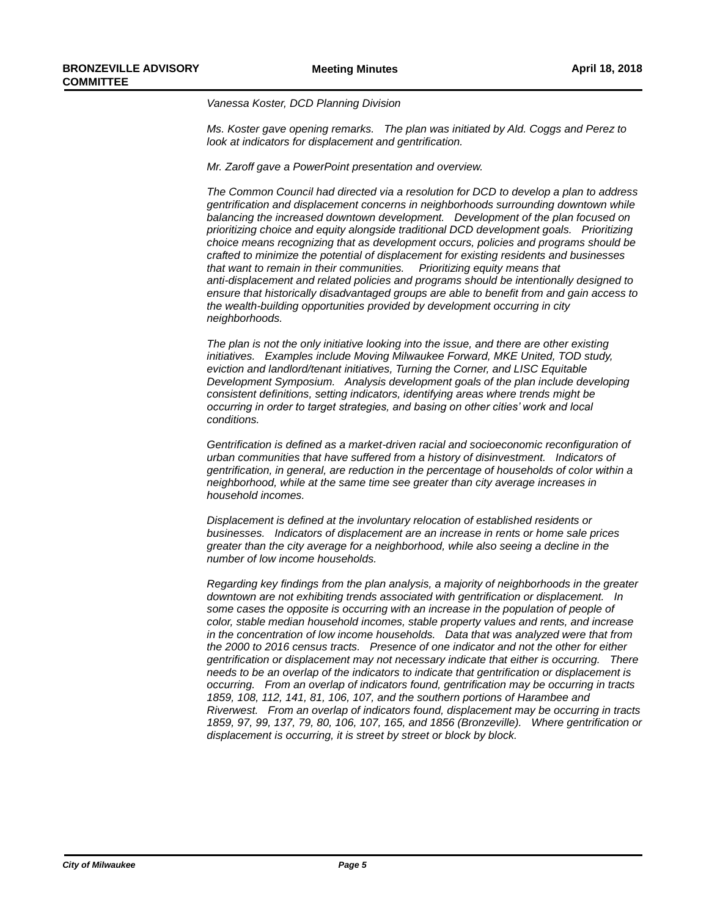*Vanessa Koster, DCD Planning Division*

*Ms. Koster gave opening remarks. The plan was initiated by Ald. Coggs and Perez to look at indicators for displacement and gentrification.*

*Mr. Zaroff gave a PowerPoint presentation and overview.*

*The Common Council had directed via a resolution for DCD to develop a plan to address gentrification and displacement concerns in neighborhoods surrounding downtown while balancing the increased downtown development. Development of the plan focused on prioritizing choice and equity alongside traditional DCD development goals. Prioritizing choice means recognizing that as development occurs, policies and programs should be crafted to minimize the potential of displacement for existing residents and businesses that want to remain in their communities. Prioritizing equity means that anti-displacement and related policies and programs should be intentionally designed to ensure that historically disadvantaged groups are able to benefit from and gain access to the wealth-building opportunities provided by development occurring in city neighborhoods.*

*The plan is not the only initiative looking into the issue, and there are other existing initiatives. Examples include Moving Milwaukee Forward, MKE United, TOD study, eviction and landlord/tenant initiatives, Turning the Corner, and LISC Equitable Development Symposium. Analysis development goals of the plan include developing consistent definitions, setting indicators, identifying areas where trends might be occurring in order to target strategies, and basing on other cities' work and local conditions.*

*Gentrification is defined as a market-driven racial and socioeconomic reconfiguration of urban communities that have suffered from a history of disinvestment. Indicators of gentrification, in general, are reduction in the percentage of households of color within a neighborhood, while at the same time see greater than city average increases in household incomes.*

*Displacement is defined at the involuntary relocation of established residents or businesses. Indicators of displacement are an increase in rents or home sale prices greater than the city average for a neighborhood, while also seeing a decline in the number of low income households.*

*Regarding key findings from the plan analysis, a majority of neighborhoods in the greater downtown are not exhibiting trends associated with gentrification or displacement. In some cases the opposite is occurring with an increase in the population of people of color, stable median household incomes, stable property values and rents, and increase in the concentration of low income households. Data that was analyzed were that from the 2000 to 2016 census tracts. Presence of one indicator and not the other for either gentrification or displacement may not necessary indicate that either is occurring. There needs to be an overlap of the indicators to indicate that gentrification or displacement is occurring. From an overlap of indicators found, gentrification may be occurring in tracts 1859, 108, 112, 141, 81, 106, 107, and the southern portions of Harambee and Riverwest. From an overlap of indicators found, displacement may be occurring in tracts 1859, 97, 99, 137, 79, 80, 106, 107, 165, and 1856 (Bronzeville). Where gentrification or displacement is occurring, it is street by street or block by block.*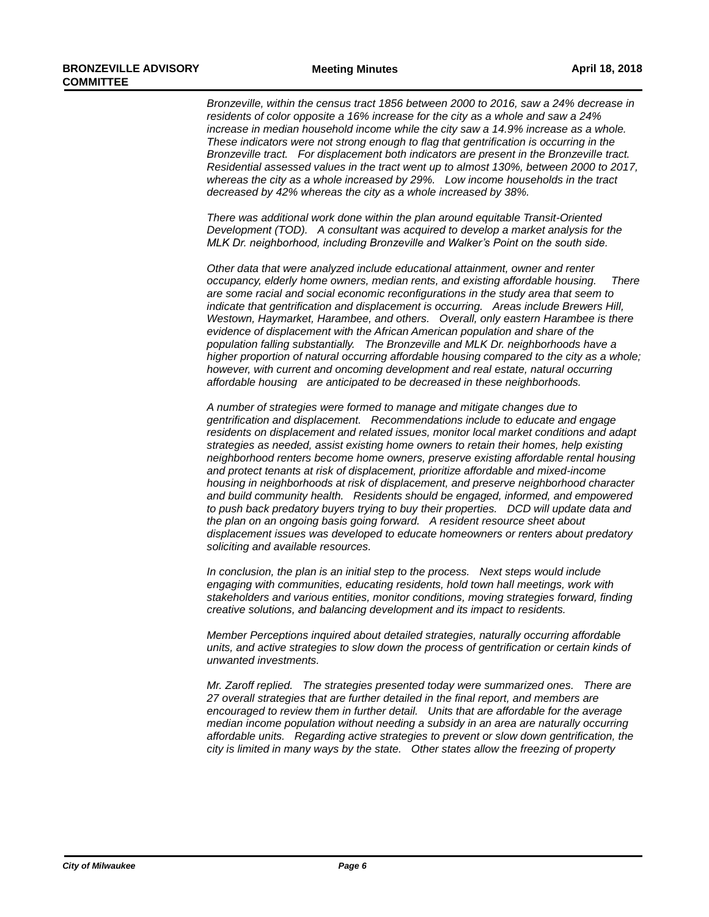*Bronzeville, within the census tract 1856 between 2000 to 2016, saw a 24% decrease in residents of color opposite a 16% increase for the city as a whole and saw a 24% increase in median household income while the city saw a 14.9% increase as a whole. These indicators were not strong enough to flag that gentrification is occurring in the Bronzeville tract. For displacement both indicators are present in the Bronzeville tract. Residential assessed values in the tract went up to almost 130%, between 2000 to 2017, whereas the city as a whole increased by 29%. Low income households in the tract decreased by 42% whereas the city as a whole increased by 38%.*

*There was additional work done within the plan around equitable Transit-Oriented Development (TOD). A consultant was acquired to develop a market analysis for the MLK Dr. neighborhood, including Bronzeville and Walker's Point on the south side.*

*Other data that were analyzed include educational attainment, owner and renter occupancy, elderly home owners, median rents, and existing affordable housing. There are some racial and social economic reconfigurations in the study area that seem to indicate that gentrification and displacement is occurring. Areas include Brewers Hill, Westown, Haymarket, Harambee, and others. Overall, only eastern Harambee is there evidence of displacement with the African American population and share of the population falling substantially. The Bronzeville and MLK Dr. neighborhoods have a higher proportion of natural occurring affordable housing compared to the city as a whole; however, with current and oncoming development and real estate, natural occurring affordable housing are anticipated to be decreased in these neighborhoods.*

*A number of strategies were formed to manage and mitigate changes due to gentrification and displacement. Recommendations include to educate and engage residents on displacement and related issues, monitor local market conditions and adapt strategies as needed, assist existing home owners to retain their homes, help existing neighborhood renters become home owners, preserve existing affordable rental housing and protect tenants at risk of displacement, prioritize affordable and mixed-income housing in neighborhoods at risk of displacement, and preserve neighborhood character and build community health. Residents should be engaged, informed, and empowered to push back predatory buyers trying to buy their properties. DCD will update data and the plan on an ongoing basis going forward. A resident resource sheet about displacement issues was developed to educate homeowners or renters about predatory soliciting and available resources.*

*In conclusion, the plan is an initial step to the process. Next steps would include engaging with communities, educating residents, hold town hall meetings, work with stakeholders and various entities, monitor conditions, moving strategies forward, finding creative solutions, and balancing development and its impact to residents.*

*Member Perceptions inquired about detailed strategies, naturally occurring affordable units, and active strategies to slow down the process of gentrification or certain kinds of unwanted investments.*

*Mr. Zaroff replied. The strategies presented today were summarized ones. There are 27 overall strategies that are further detailed in the final report, and members are encouraged to review them in further detail. Units that are affordable for the average median income population without needing a subsidy in an area are naturally occurring affordable units. Regarding active strategies to prevent or slow down gentrification, the city is limited in many ways by the state. Other states allow the freezing of property*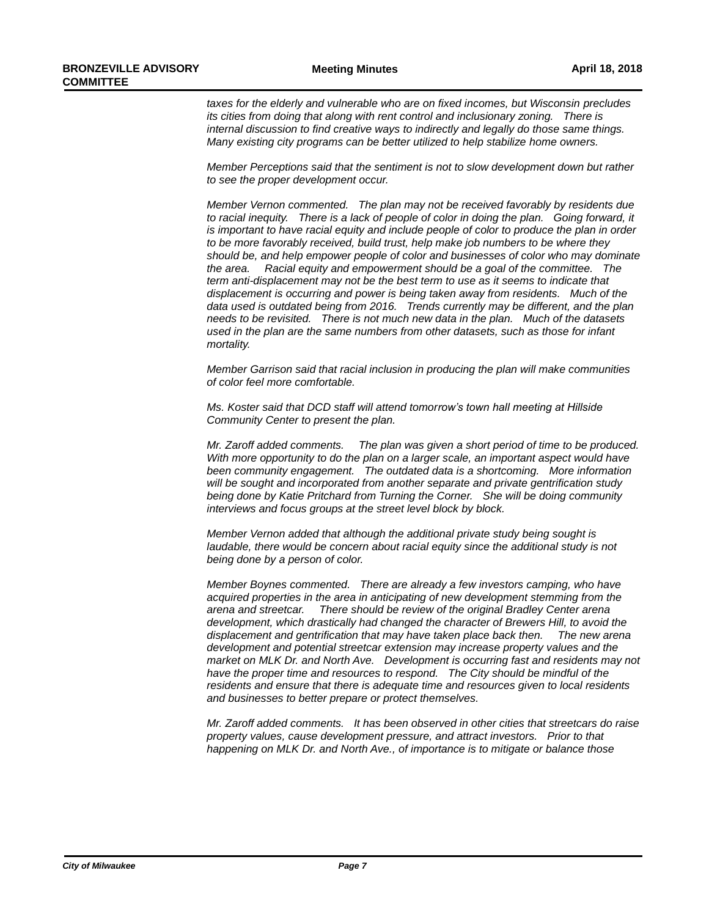*taxes for the elderly and vulnerable who are on fixed incomes, but Wisconsin precludes its cities from doing that along with rent control and inclusionary zoning. There is internal discussion to find creative ways to indirectly and legally do those same things. Many existing city programs can be better utilized to help stabilize home owners.*

*Member Perceptions said that the sentiment is not to slow development down but rather to see the proper development occur.*

*Member Vernon commented. The plan may not be received favorably by residents due to racial inequity. There is a lack of people of color in doing the plan. Going forward, it is important to have racial equity and include people of color to produce the plan in order to be more favorably received, build trust, help make job numbers to be where they should be, and help empower people of color and businesses of color who may dominate the area. Racial equity and empowerment should be a goal of the committee. The term anti-displacement may not be the best term to use as it seems to indicate that displacement is occurring and power is being taken away from residents. Much of the data used is outdated being from 2016. Trends currently may be different, and the plan needs to be revisited. There is not much new data in the plan. Much of the datasets used in the plan are the same numbers from other datasets, such as those for infant mortality.*

*Member Garrison said that racial inclusion in producing the plan will make communities of color feel more comfortable.*

*Ms. Koster said that DCD staff will attend tomorrow's town hall meeting at Hillside Community Center to present the plan.*

*Mr. Zaroff added comments. The plan was given a short period of time to be produced. With more opportunity to do the plan on a larger scale, an important aspect would have been community engagement. The outdated data is a shortcoming. More information will be sought and incorporated from another separate and private gentrification study being done by Katie Pritchard from Turning the Corner. She will be doing community interviews and focus groups at the street level block by block.*

*Member Vernon added that although the additional private study being sought is laudable, there would be concern about racial equity since the additional study is not being done by a person of color.*

*Member Boynes commented. There are already a few investors camping, who have acquired properties in the area in anticipating of new development stemming from the arena and streetcar. There should be review of the original Bradley Center arena development, which drastically had changed the character of Brewers Hill, to avoid the displacement and gentrification that may have taken place back then. The new arena development and potential streetcar extension may increase property values and the market on MLK Dr. and North Ave. Development is occurring fast and residents may not have the proper time and resources to respond. The City should be mindful of the residents and ensure that there is adequate time and resources given to local residents and businesses to better prepare or protect themselves.*

*Mr. Zaroff added comments. It has been observed in other cities that streetcars do raise property values, cause development pressure, and attract investors. Prior to that happening on MLK Dr. and North Ave., of importance is to mitigate or balance those*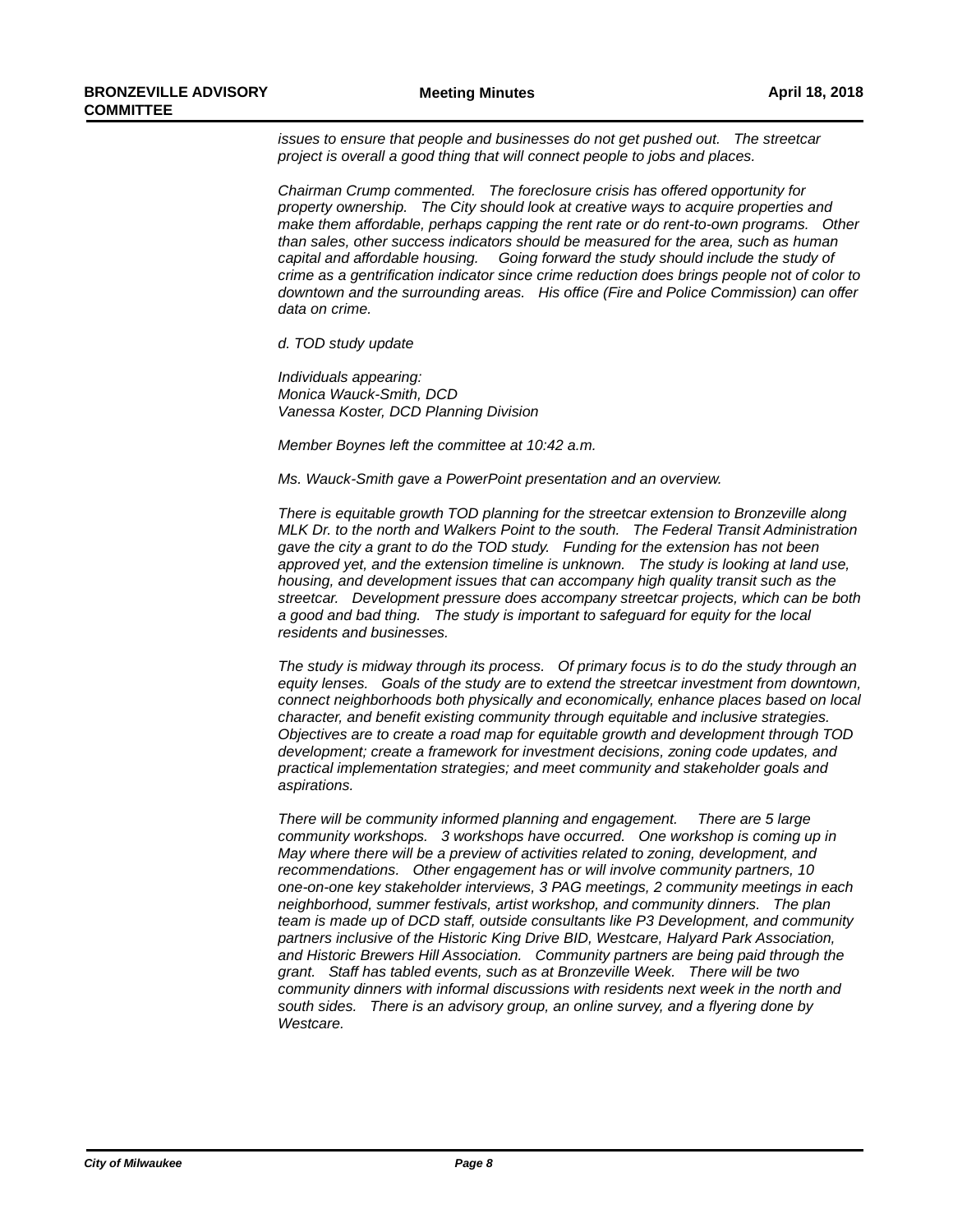*issues to ensure that people and businesses do not get pushed out. The streetcar project is overall a good thing that will connect people to jobs and places.*

*Chairman Crump commented. The foreclosure crisis has offered opportunity for property ownership. The City should look at creative ways to acquire properties and make them affordable, perhaps capping the rent rate or do rent-to-own programs. Other than sales, other success indicators should be measured for the area, such as human capital and affordable housing. Going forward the study should include the study of crime as a gentrification indicator since crime reduction does brings people not of color to downtown and the surrounding areas. His office (Fire and Police Commission) can offer data on crime.*

*d. TOD study update*

*Individuals appearing:*
*Monica Wauck-Smith, DCD*
*Vanessa Koster, DCD Planning Division*

*Member Boynes left the committee at 10:42 a.m.*

*Ms. Wauck-Smith gave a PowerPoint presentation and an overview.*

*There is equitable growth TOD planning for the streetcar extension to Bronzeville along MLK Dr. to the north and Walkers Point to the south. The Federal Transit Administration gave the city a grant to do the TOD study. Funding for the extension has not been approved yet, and the extension timeline is unknown. The study is looking at land use, housing, and development issues that can accompany high quality transit such as the streetcar. Development pressure does accompany streetcar projects, which can be both a good and bad thing. The study is important to safeguard for equity for the local residents and businesses.*

*The study is midway through its process. Of primary focus is to do the study through an equity lenses. Goals of the study are to extend the streetcar investment from downtown, connect neighborhoods both physically and economically, enhance places based on local character, and benefit existing community through equitable and inclusive strategies. Objectives are to create a road map for equitable growth and development through TOD development; create a framework for investment decisions, zoning code updates, and practical implementation strategies; and meet community and stakeholder goals and aspirations.*

*There will be community informed planning and engagement. There are 5 large community workshops. 3 workshops have occurred. One workshop is coming up in May where there will be a preview of activities related to zoning, development, and recommendations. Other engagement has or will involve community partners, 10 one-on-one key stakeholder interviews, 3 PAG meetings, 2 community meetings in each neighborhood, summer festivals, artist workshop, and community dinners. The plan team is made up of DCD staff, outside consultants like P3 Development, and community partners inclusive of the Historic King Drive BID, Westcare, Halyard Park Association, and Historic Brewers Hill Association. Community partners are being paid through the grant. Staff has tabled events, such as at Bronzeville Week. There will be two community dinners with informal discussions with residents next week in the north and south sides. There is an advisory group, an online survey, and a flyering done by Westcare.*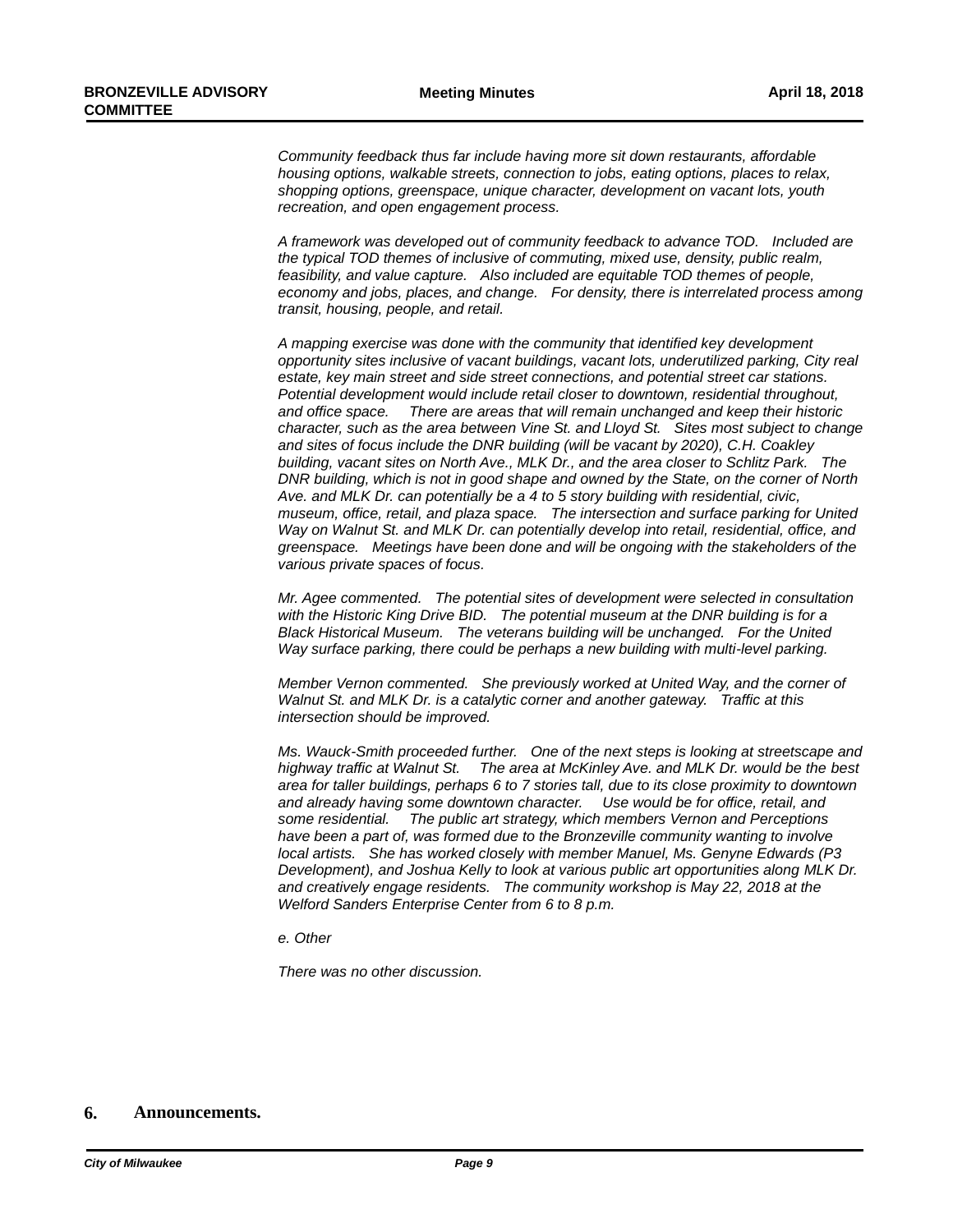*Community feedback thus far include having more sit down restaurants, affordable housing options, walkable streets, connection to jobs, eating options, places to relax, shopping options, greenspace, unique character, development on vacant lots, youth recreation, and open engagement process.*

*A framework was developed out of community feedback to advance TOD. Included are the typical TOD themes of inclusive of commuting, mixed use, density, public realm, feasibility, and value capture. Also included are equitable TOD themes of people, economy and jobs, places, and change. For density, there is interrelated process among transit, housing, people, and retail.*

*A mapping exercise was done with the community that identified key development opportunity sites inclusive of vacant buildings, vacant lots, underutilized parking, City real estate, key main street and side street connections, and potential street car stations. Potential development would include retail closer to downtown, residential throughout, and office space. There are areas that will remain unchanged and keep their historic character, such as the area between Vine St. and Lloyd St. Sites most subject to change and sites of focus include the DNR building (will be vacant by 2020), C.H. Coakley building, vacant sites on North Ave., MLK Dr., and the area closer to Schlitz Park. The DNR building, which is not in good shape and owned by the State, on the corner of North Ave. and MLK Dr. can potentially be a 4 to 5 story building with residential, civic, museum, office, retail, and plaza space. The intersection and surface parking for United Way on Walnut St. and MLK Dr. can potentially develop into retail, residential, office, and greenspace. Meetings have been done and will be ongoing with the stakeholders of the various private spaces of focus.*

*Mr. Agee commented. The potential sites of development were selected in consultation with the Historic King Drive BID. The potential museum at the DNR building is for a Black Historical Museum. The veterans building will be unchanged. For the United Way surface parking, there could be perhaps a new building with multi-level parking.*

*Member Vernon commented. She previously worked at United Way, and the corner of Walnut St. and MLK Dr. is a catalytic corner and another gateway. Traffic at this intersection should be improved.*

*Ms. Wauck-Smith proceeded further. One of the next steps is looking at streetscape and highway traffic at Walnut St. The area at McKinley Ave. and MLK Dr. would be the best area for taller buildings, perhaps 6 to 7 stories tall, due to its close proximity to downtown and already having some downtown character. Use would be for office, retail, and some residential. The public art strategy, which members Vernon and Perceptions have been a part of, was formed due to the Bronzeville community wanting to involve local artists. She has worked closely with member Manuel, Ms. Genyne Edwards (P3 Development), and Joshua Kelly to look at various public art opportunities along MLK Dr. and creatively engage residents. The community workshop is May 22, 2018 at the Welford Sanders Enterprise Center from 6 to 8 p.m.*

*e. Other*

*There was no other discussion.*

**6. Announcements.**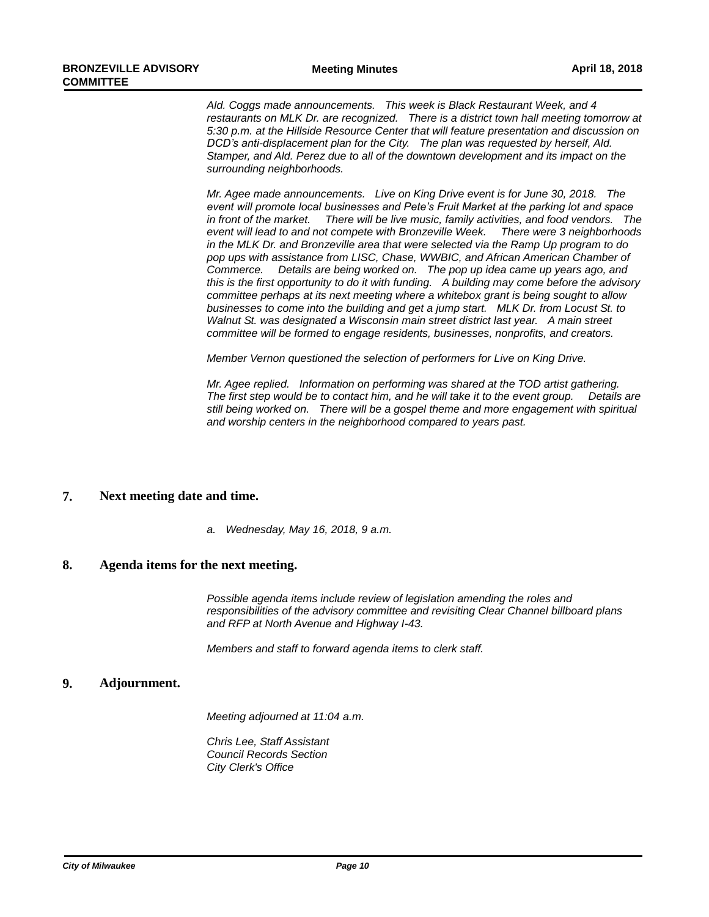*Ald. Coggs made announcements. This week is Black Restaurant Week, and 4 restaurants on MLK Dr. are recognized. There is a district town hall meeting tomorrow at 5:30 p.m. at the Hillside Resource Center that will feature presentation and discussion on DCD's anti-displacement plan for the City. The plan was requested by herself, Ald. Stamper, and Ald. Perez due to all of the downtown development and its impact on the surrounding neighborhoods.*

*Mr. Agee made announcements. Live on King Drive event is for June 30, 2018. The event will promote local businesses and Pete's Fruit Market at the parking lot and space in front of the market. There will be live music, family activities, and food vendors. The event will lead to and not compete with Bronzeville Week. There were 3 neighborhoods in the MLK Dr. and Bronzeville area that were selected via the Ramp Up program to do pop ups with assistance from LISC, Chase, WWBIC, and African American Chamber of Commerce. Details are being worked on. The pop up idea came up years ago, and this is the first opportunity to do it with funding. A building may come before the advisory committee perhaps at its next meeting where a whitebox grant is being sought to allow businesses to come into the building and get a jump start. MLK Dr. from Locust St. to Walnut St. was designated a Wisconsin main street district last year. A main street committee will be formed to engage residents, businesses, nonprofits, and creators.*

*Member Vernon questioned the selection of performers for Live on King Drive.*

*Mr. Agee replied. Information on performing was shared at the TOD artist gathering. The first step would be to contact him, and he will take it to the event group. Details are still being worked on. There will be a gospel theme and more engagement with spiritual and worship centers in the neighborhood compared to years past.*

## 7. Next meeting date and time.

*a. Wednesday, May 16, 2018, 9 a.m.*

## 8. Agenda items for the next meeting.

*Possible agenda items include review of legislation amending the roles and responsibilities of the advisory committee and revisiting Clear Channel billboard plans and RFP at North Avenue and Highway I-43.*

*Members and staff to forward agenda items to clerk staff.*

## 9. Adjournment.

*Meeting adjourned at 11:04 a.m.*

*Chris Lee, Staff Assistant*
*Council Records Section*
*City Clerk's Office*